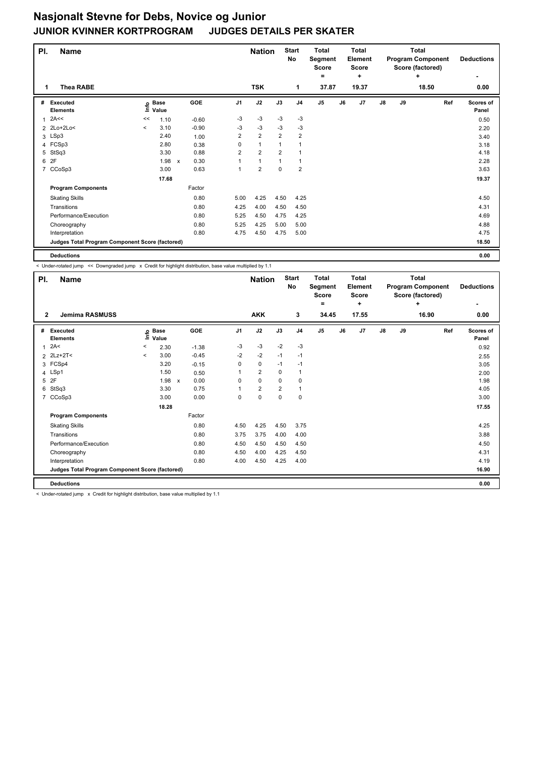# Nasjonalt Stevne for Debs, Novice og Junior

## JUNIOR KVINNER KORTPROGRAM JUDGES DETAILS PER SKATER

| Pl. | Name | Nation | Start No | Total Segment Score = | Total Element Score + | Total Program Component Score (factored) + | Deductions - |
|---|---|---|---|---|---|---|---|
| 1 | Thea RABE | TSK | 1 | 37.87 | 19.37 | 18.50 | 0.00 |

| # | Executed Elements | Info | Base Value | | GOE | J1 | J2 | J3 | J4 | J5 | J6 | J7 | J8 | J9 | Ref | Scores of Panel |
|---|---|---|---|---|---|---|---|---|---|---|---|---|---|---|---|---|
| 1 | 2A<< | << | 1.10 | | -0.60 | -3 | -3 | -3 | -3 | | | | | | | 0.50 |
| 2 | 2Lo+2Lo< | < | 3.10 | | -0.90 | -3 | -3 | -3 | -3 | | | | | | | 2.20 |
| 3 | LSp3 | | 2.40 | | 1.00 | 2 | 2 | 2 | 2 | | | | | | | 3.40 |
| 4 | FCSp3 | | 2.80 | | 0.38 | 0 | 1 | 1 | 1 | | | | | | | 3.18 |
| 5 | StSq3 | | 3.30 | | 0.88 | 2 | 2 | 2 | 1 | | | | | | | 4.18 |
| 6 | 2F | | 1.98 | x | 0.30 | 1 | 1 | 1 | 1 | | | | | | | 2.28 |
| 7 | CCoSp3 | | 3.00 | | 0.63 | 1 | 2 | 0 | 2 | | | | | | | 3.63 |
| | | | 17.68 | | | | | | | | | | | | | 19.37 |
| | **Program Components** | | | | Factor | | | | | | | | | | | |
| | Skating Skills | | | | 0.80 | 5.00 | 4.25 | 4.50 | 4.25 | | | | | | | 4.50 |
| | Transitions | | | | 0.80 | 4.25 | 4.00 | 4.50 | 4.50 | | | | | | | 4.31 |
| | Performance/Execution | | | | 0.80 | 5.25 | 4.50 | 4.75 | 4.25 | | | | | | | 4.69 |
| | Choreography | | | | 0.80 | 5.25 | 4.25 | 5.00 | 5.00 | | | | | | | 4.88 |
| | Interpretation | | | | 0.80 | 4.75 | 4.50 | 4.75 | 5.00 | | | | | | | 4.75 |
| | **Judges Total Program Component Score (factored)** | | | | | | | | | | | | | | | 18.50 |
| | **Deductions** | | | | | | | | | | | | | | | 0.00 |

< Under-rotated jump << Downgraded jump x Credit for highlight distribution, base value multiplied by 1.1

| Pl. | Name | Nation | Start No | Total Segment Score = | Total Element Score + | Total Program Component Score (factored) + | Deductions - |
|---|---|---|---|---|---|---|---|
| 2 | Jemima RASMUSS | AKK | 3 | 34.45 | 17.55 | 16.90 | 0.00 |

| # | Executed Elements | Info | Base Value | | GOE | J1 | J2 | J3 | J4 | J5 | J6 | J7 | J8 | J9 | Ref | Scores of Panel |
|---|---|---|---|---|---|---|---|---|---|---|---|---|---|---|---|---|
| 1 | 2A< | < | 2.30 | | -1.38 | -3 | -3 | -2 | -3 | | | | | | | 0.92 |
| 2 | 2Lz+2T< | < | 3.00 | | -0.45 | -2 | -2 | -1 | -1 | | | | | | | 2.55 |
| 3 | FCSp4 | | 3.20 | | -0.15 | 0 | 0 | -1 | -1 | | | | | | | 3.05 |
| 4 | LSp1 | | 1.50 | | 0.50 | 1 | 2 | 0 | 1 | | | | | | | 2.00 |
| 5 | 2F | | 1.98 | x | 0.00 | 0 | 0 | 0 | 0 | | | | | | | 1.98 |
| 6 | StSq3 | | 3.30 | | 0.75 | 1 | 2 | 2 | 1 | | | | | | | 4.05 |
| 7 | CCoSp3 | | 3.00 | | 0.00 | 0 | 0 | 0 | 0 | | | | | | | 3.00 |
| | | | 18.28 | | | | | | | | | | | | | 17.55 |
| | **Program Components** | | | | Factor | | | | | | | | | | | |
| | Skating Skills | | | | 0.80 | 4.50 | 4.25 | 4.50 | 3.75 | | | | | | | 4.25 |
| | Transitions | | | | 0.80 | 3.75 | 3.75 | 4.00 | 4.00 | | | | | | | 3.88 |
| | Performance/Execution | | | | 0.80 | 4.50 | 4.50 | 4.50 | 4.50 | | | | | | | 4.50 |
| | Choreography | | | | 0.80 | 4.50 | 4.00 | 4.25 | 4.50 | | | | | | | 4.31 |
| | Interpretation | | | | 0.80 | 4.00 | 4.50 | 4.25 | 4.00 | | | | | | | 4.19 |
| | **Judges Total Program Component Score (factored)** | | | | | | | | | | | | | | | 16.90 |
| | **Deductions** | | | | | | | | | | | | | | | 0.00 |

< Under-rotated jump x Credit for highlight distribution, base value multiplied by 1.1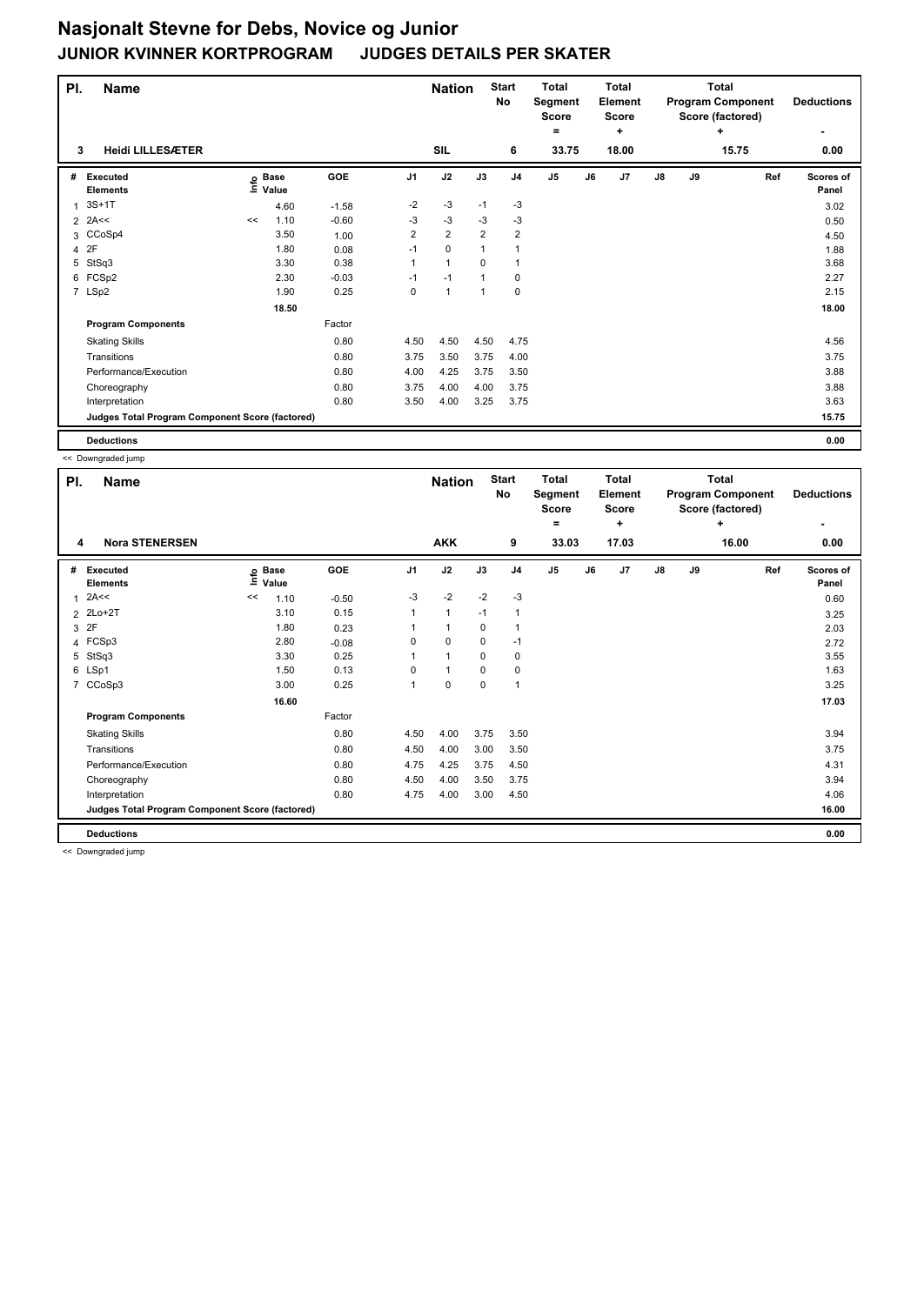# Nasjonalt Stevne for Debs, Novice og Junior

## JUNIOR KVINNER KORTPROGRAM JUDGES DETAILS PER SKATER

| Pl. | Name | Nation | Start No | Total Segment Score = | Total Element Score + | Total Program Component Score (factored) + | Deductions - |
|---|---|---|---|---|---|---|---|
| 3 | Heidi LILLESÆTER | SIL | 6 | 33.75 | 18.00 | 15.75 | 0.00 |

| # | Executed Elements | Info | Base Value | GOE | J1 | J2 | J3 | J4 | J5 | J6 | J7 | J8 | J9 | Ref | Scores of Panel |
|---|---|---|---|---|---|---|---|---|---|---|---|---|---|---|---|
| 1 | 3S+1T | | 4.60 | -1.58 | -2 | -3 | -1 | -3 | | | | | | | 3.02 |
| 2 | 2A<< | << | 1.10 | -0.60 | -3 | -3 | -3 | -3 | | | | | | | 0.50 |
| 3 | CCoSp4 | | 3.50 | 1.00 | 2 | 2 | 2 | 2 | | | | | | | 4.50 |
| 4 | 2F | | 1.80 | 0.08 | -1 | 0 | 1 | 1 | | | | | | | 1.88 |
| 5 | StSq3 | | 3.30 | 0.38 | 1 | 1 | 0 | 1 | | | | | | | 3.68 |
| 6 | FCSp2 | | 2.30 | -0.03 | -1 | -1 | 1 | 0 | | | | | | | 2.27 |
| 7 | LSp2 | | 1.90 | 0.25 | 0 | 1 | 1 | 0 | | | | | | | 2.15 |
| | | | 18.50 | | | | | | | | | | | | 18.00 |
| | **Program Components** | | | Factor | | | | | | | | | | | |
| | Skating Skills | | | 0.80 | 4.50 | 4.50 | 4.50 | 4.75 | | | | | | | 4.56 |
| | Transitions | | | 0.80 | 3.75 | 3.50 | 3.75 | 4.00 | | | | | | | 3.75 |
| | Performance/Execution | | | 0.80 | 4.00 | 4.25 | 3.75 | 3.50 | | | | | | | 3.88 |
| | Choreography | | | 0.80 | 3.75 | 4.00 | 4.00 | 3.75 | | | | | | | 3.88 |
| | Interpretation | | | 0.80 | 3.50 | 4.00 | 3.25 | 3.75 | | | | | | | 3.63 |
| | **Judges Total Program Component Score (factored)** | | | | | | | | | | | | | | 15.75 |
| | **Deductions** | | | | | | | | | | | | | | 0.00 |

<< Downgraded jump

| Pl. | Name | Nation | Start No | Total Segment Score = | Total Element Score + | Total Program Component Score (factored) + | Deductions - |
|---|---|---|---|---|---|---|---|
| 4 | Nora STENERSEN | AKK | 9 | 33.03 | 17.03 | 16.00 | 0.00 |

| # | Executed Elements | Info | Base Value | GOE | J1 | J2 | J3 | J4 | J5 | J6 | J7 | J8 | J9 | Ref | Scores of Panel |
|---|---|---|---|---|---|---|---|---|---|---|---|---|---|---|---|
| 1 | 2A<< | << | 1.10 | -0.50 | -3 | -2 | -2 | -3 | | | | | | | 0.60 |
| 2 | 2Lo+2T | | 3.10 | 0.15 | 1 | 1 | -1 | 1 | | | | | | | 3.25 |
| 3 | 2F | | 1.80 | 0.23 | 1 | 1 | 0 | 1 | | | | | | | 2.03 |
| 4 | FCSp3 | | 2.80 | -0.08 | 0 | 0 | 0 | -1 | | | | | | | 2.72 |
| 5 | StSq3 | | 3.30 | 0.25 | 1 | 1 | 0 | 0 | | | | | | | 3.55 |
| 6 | LSp1 | | 1.50 | 0.13 | 0 | 1 | 0 | 0 | | | | | | | 1.63 |
| 7 | CCoSp3 | | 3.00 | 0.25 | 1 | 0 | 0 | 1 | | | | | | | 3.25 |
| | | | 16.60 | | | | | | | | | | | | 17.03 |
| | **Program Components** | | | Factor | | | | | | | | | | | |
| | Skating Skills | | | 0.80 | 4.50 | 4.00 | 3.75 | 3.50 | | | | | | | 3.94 |
| | Transitions | | | 0.80 | 4.50 | 4.00 | 3.00 | 3.50 | | | | | | | 3.75 |
| | Performance/Execution | | | 0.80 | 4.75 | 4.25 | 3.75 | 4.50 | | | | | | | 4.31 |
| | Choreography | | | 0.80 | 4.50 | 4.00 | 3.50 | 3.75 | | | | | | | 3.94 |
| | Interpretation | | | 0.80 | 4.75 | 4.00 | 3.00 | 4.50 | | | | | | | 4.06 |
| | **Judges Total Program Component Score (factored)** | | | | | | | | | | | | | | 16.00 |
| | **Deductions** | | | | | | | | | | | | | | 0.00 |

<< Downgraded jump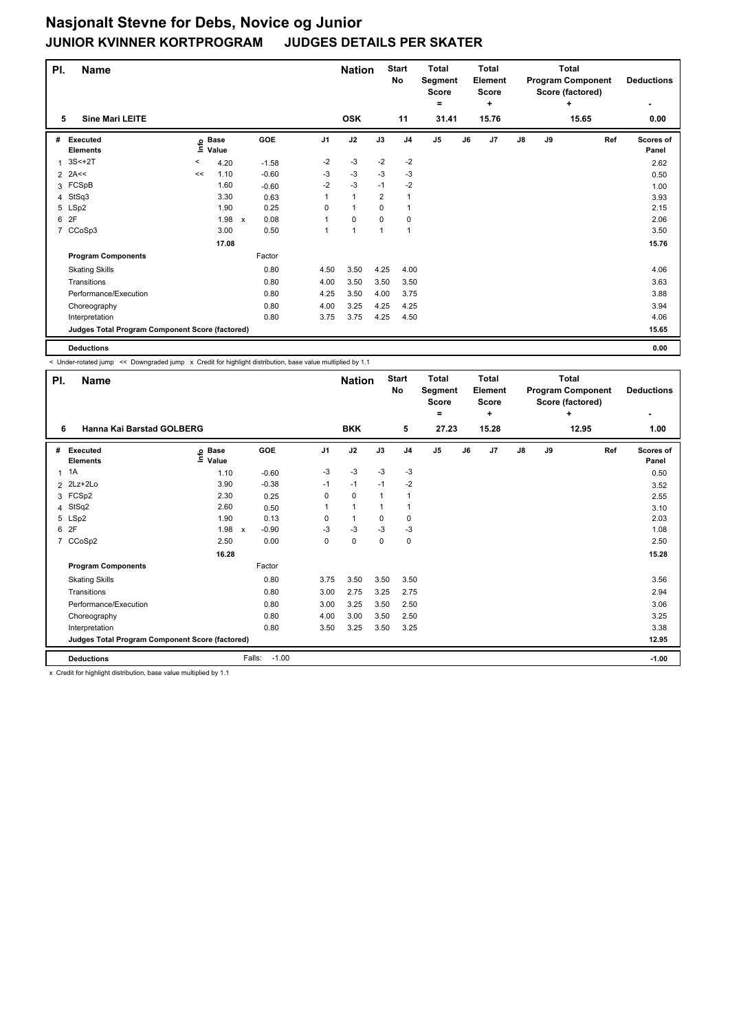# Nasjonalt Stevne for Debs, Novice og Junior

## JUNIOR KVINNER KORTPROGRAM JUDGES DETAILS PER SKATER

| Pl. | Name | Nation | Start No | Total Segment Score = | Total Element Score + | Total Program Component Score (factored) + | Deductions - |
|---|---|---|---|---|---|---|---|
| 5 | Sine Mari LEITE | OSK | 11 | 31.41 | 15.76 | 15.65 | 0.00 |

| # | Executed Elements | Info | Base Value | | GOE | J1 | J2 | J3 | J4 | J5 | J6 | J7 | J8 | J9 | Ref | Scores of Panel |
|---|---|---|---|---|---|---|---|---|---|---|---|---|---|---|---|---|
| 1 | 3S<+2T | < | 4.20 | | -1.58 | -2 | -3 | -2 | -2 | | | | | | | 2.62 |
| 2 | 2A<< | << | 1.10 | | -0.60 | -3 | -3 | -3 | -3 | | | | | | | 0.50 |
| 3 | FCSpB | | 1.60 | | -0.60 | -2 | -3 | -1 | -2 | | | | | | | 1.00 |
| 4 | StSq3 | | 3.30 | | 0.63 | 1 | 1 | 2 | 1 | | | | | | | 3.93 |
| 5 | LSp2 | | 1.90 | | 0.25 | 0 | 1 | 0 | 1 | | | | | | | 2.15 |
| 6 | 2F | | 1.98 | x | 0.08 | 1 | 0 | 0 | 0 | | | | | | | 2.06 |
| 7 | CCoSp3 | | 3.00 | | 0.50 | 1 | 1 | 1 | 1 | | | | | | | 3.50 |
| | | | 17.08 | | | | | | | | | | | | | 15.76 |
| | **Program Components** | | | | Factor | | | | | | | | | | | |
| | Skating Skills | | | | 0.80 | 4.50 | 3.50 | 4.25 | 4.00 | | | | | | | 4.06 |
| | Transitions | | | | 0.80 | 4.00 | 3.50 | 3.50 | 3.50 | | | | | | | 3.63 |
| | Performance/Execution | | | | 0.80 | 4.25 | 3.50 | 4.00 | 3.75 | | | | | | | 3.88 |
| | Choreography | | | | 0.80 | 4.00 | 3.25 | 4.25 | 4.25 | | | | | | | 3.94 |
| | Interpretation | | | | 0.80 | 3.75 | 3.75 | 4.25 | 4.50 | | | | | | | 4.06 |
| | **Judges Total Program Component Score (factored)** | | | | | | | | | | | | | | | 15.65 |
| | **Deductions** | | | | | | | | | | | | | | | 0.00 |

< Under-rotated jump << Downgraded jump x Credit for highlight distribution, base value multiplied by 1.1

| Pl. | Name | Nation | Start No | Total Segment Score = | Total Element Score + | Total Program Component Score (factored) + | Deductions - |
|---|---|---|---|---|---|---|---|
| 6 | Hanna Kai Barstad GOLBERG | BKK | 5 | 27.23 | 15.28 | 12.95 | 1.00 |

| # | Executed Elements | Info | Base Value | | GOE | J1 | J2 | J3 | J4 | J5 | J6 | J7 | J8 | J9 | Ref | Scores of Panel |
|---|---|---|---|---|---|---|---|---|---|---|---|---|---|---|---|---|
| 1 | 1A | | 1.10 | | -0.60 | -3 | -3 | -3 | -3 | | | | | | | 0.50 |
| 2 | 2Lz+2Lo | | 3.90 | | -0.38 | -1 | -1 | -1 | -2 | | | | | | | 3.52 |
| 3 | FCSp2 | | 2.30 | | 0.25 | 0 | 0 | 1 | 1 | | | | | | | 2.55 |
| 4 | StSq2 | | 2.60 | | 0.50 | 1 | 1 | 1 | 1 | | | | | | | 3.10 |
| 5 | LSp2 | | 1.90 | | 0.13 | 0 | 1 | 0 | 0 | | | | | | | 2.03 |
| 6 | 2F | | 1.98 | x | -0.90 | -3 | -3 | -3 | -3 | | | | | | | 1.08 |
| 7 | CCoSp2 | | 2.50 | | 0.00 | 0 | 0 | 0 | 0 | | | | | | | 2.50 |
| | | | 16.28 | | | | | | | | | | | | | 15.28 |
| | **Program Components** | | | | Factor | | | | | | | | | | | |
| | Skating Skills | | | | 0.80 | 3.75 | 3.50 | 3.50 | 3.50 | | | | | | | 3.56 |
| | Transitions | | | | 0.80 | 3.00 | 2.75 | 3.25 | 2.75 | | | | | | | 2.94 |
| | Performance/Execution | | | | 0.80 | 3.00 | 3.25 | 3.50 | 2.50 | | | | | | | 3.06 |
| | Choreography | | | | 0.80 | 4.00 | 3.00 | 3.50 | 2.50 | | | | | | | 3.25 |
| | Interpretation | | | | 0.80 | 3.50 | 3.25 | 3.50 | 3.25 | | | | | | | 3.38 |
| | **Judges Total Program Component Score (factored)** | | | | | | | | | | | | | | | 12.95 |
| | **Deductions** | | | | Falls: -1.00 | | | | | | | | | | | -1.00 |

x Credit for highlight distribution, base value multiplied by 1.1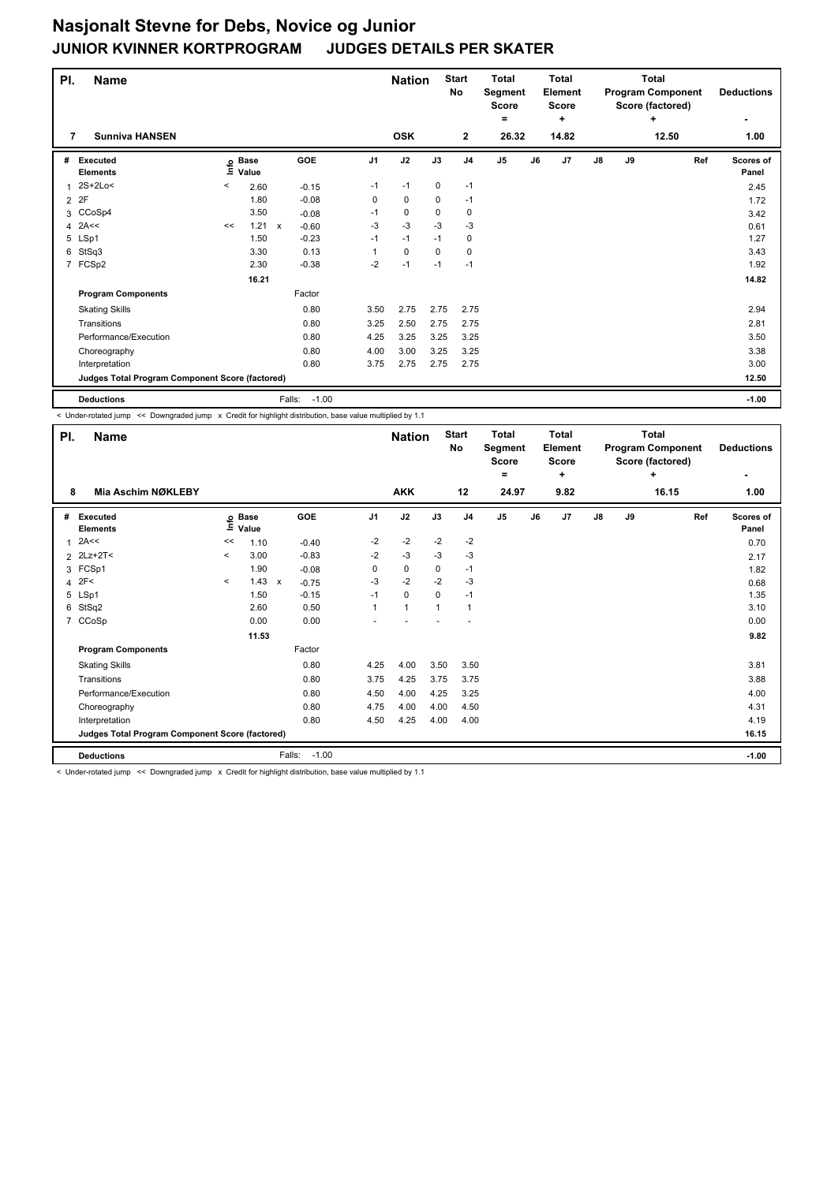# Nasjonalt Stevne for Debs, Novice og Junior

## JUNIOR KVINNER KORTPROGRAM JUDGES DETAILS PER SKATER

| Pl. | Name | Nation | Start No | Total Segment Score = | Total Element Score + | Total Program Component Score (factored) + | Deductions - |
|---|---|---|---|---|---|---|---|
| 7 | Sunniva HANSEN | OSK | 2 | 26.32 | 14.82 | 12.50 | 1.00 |

| # | Executed Elements | Info | Base Value | | GOE | J1 | J2 | J3 | J4 | J5 | J6 | J7 | J8 | J9 | Ref | Scores of Panel |
|---|---|---|---|---|---|---|---|---|---|---|---|---|---|---|---|---|
| 1 | 2S+2Lo< | < | 2.60 | | -0.15 | -1 | -1 | 0 | -1 | | | | | | | 2.45 |
| 2 | 2F | | 1.80 | | -0.08 | 0 | 0 | 0 | -1 | | | | | | | 1.72 |
| 3 | CCoSp4 | | 3.50 | | -0.08 | -1 | 0 | 0 | 0 | | | | | | | 3.42 |
| 4 | 2A<< | << | 1.21 | x | -0.60 | -3 | -3 | -3 | -3 | | | | | | | 0.61 |
| 5 | LSp1 | | 1.50 | | -0.23 | -1 | -1 | -1 | 0 | | | | | | | 1.27 |
| 6 | StSq3 | | 3.30 | | 0.13 | 1 | 0 | 0 | 0 | | | | | | | 3.43 |
| 7 | FCSp2 | | 2.30 | | -0.38 | -2 | -1 | -1 | -1 | | | | | | | 1.92 |
| | | | 16.21 | | | | | | | | | | | | | 14.82 |
| | **Program Components** | | | | Factor | | | | | | | | | | | |
| | Skating Skills | | | | 0.80 | 3.50 | 2.75 | 2.75 | 2.75 | | | | | | | 2.94 |
| | Transitions | | | | 0.80 | 3.25 | 2.50 | 2.75 | 2.75 | | | | | | | 2.81 |
| | Performance/Execution | | | | 0.80 | 4.25 | 3.25 | 3.25 | 3.25 | | | | | | | 3.50 |
| | Choreography | | | | 0.80 | 4.00 | 3.00 | 3.25 | 3.25 | | | | | | | 3.38 |
| | Interpretation | | | | 0.80 | 3.75 | 2.75 | 2.75 | 2.75 | | | | | | | 3.00 |
| | **Judges Total Program Component Score (factored)** | | | | | | | | | | | | | | | 12.50 |
| | **Deductions** | | | | Falls: -1.00 | | | | | | | | | | | -1.00 |

< Under-rotated jump << Downgraded jump x Credit for highlight distribution, base value multiplied by 1.1

| Pl. | Name | Nation | Start No | Total Segment Score = | Total Element Score + | Total Program Component Score (factored) + | Deductions - |
|---|---|---|---|---|---|---|---|
| 8 | Mia Aschim NØKLEBY | AKK | 12 | 24.97 | 9.82 | 16.15 | 1.00 |

| # | Executed Elements | Info | Base Value | | GOE | J1 | J2 | J3 | J4 | J5 | J6 | J7 | J8 | J9 | Ref | Scores of Panel |
|---|---|---|---|---|---|---|---|---|---|---|---|---|---|---|---|---|
| 1 | 2A<< | << | 1.10 | | -0.40 | -2 | -2 | -2 | -2 | | | | | | | 0.70 |
| 2 | 2Lz+2T< | < | 3.00 | | -0.83 | -2 | -3 | -3 | -3 | | | | | | | 2.17 |
| 3 | FCSp1 | | 1.90 | | -0.08 | 0 | 0 | 0 | -1 | | | | | | | 1.82 |
| 4 | 2F< | < | 1.43 | x | -0.75 | -3 | -2 | -2 | -3 | | | | | | | 0.68 |
| 5 | LSp1 | | 1.50 | | -0.15 | -1 | 0 | 0 | -1 | | | | | | | 1.35 |
| 6 | StSq2 | | 2.60 | | 0.50 | 1 | 1 | 1 | 1 | | | | | | | 3.10 |
| 7 | CCoSp | | 0.00 | | 0.00 | - | - | - | - | | | | | | | 0.00 |
| | | | 11.53 | | | | | | | | | | | | | 9.82 |
| | **Program Components** | | | | Factor | | | | | | | | | | | |
| | Skating Skills | | | | 0.80 | 4.25 | 4.00 | 3.50 | 3.50 | | | | | | | 3.81 |
| | Transitions | | | | 0.80 | 3.75 | 4.25 | 3.75 | 3.75 | | | | | | | 3.88 |
| | Performance/Execution | | | | 0.80 | 4.50 | 4.00 | 4.25 | 3.25 | | | | | | | 4.00 |
| | Choreography | | | | 0.80 | 4.75 | 4.00 | 4.00 | 4.50 | | | | | | | 4.31 |
| | Interpretation | | | | 0.80 | 4.50 | 4.25 | 4.00 | 4.00 | | | | | | | 4.19 |
| | **Judges Total Program Component Score (factored)** | | | | | | | | | | | | | | | 16.15 |
| | **Deductions** | | | | Falls: -1.00 | | | | | | | | | | | -1.00 |

< Under-rotated jump << Downgraded jump x Credit for highlight distribution, base value multiplied by 1.1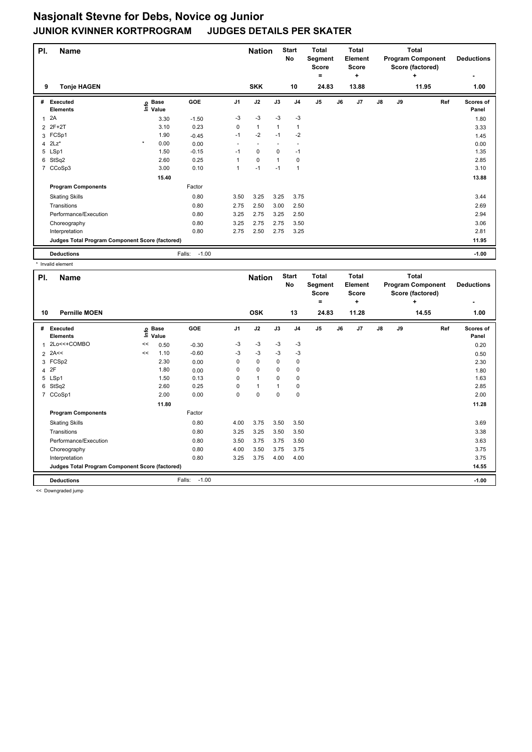# Nasjonalt Stevne for Debs, Novice og Junior

## JUNIOR KVINNER KORTPROGRAM JUDGES DETAILS PER SKATER

| Pl. | Name | Nation | Start No | Total Segment Score = | Total Element Score + | Total Program Component Score (factored) + | Deductions - |
|---|---|---|---|---|---|---|---|
| 9 | Tonje HAGEN | SKK | 10 | 24.83 | 13.88 | 11.95 | 1.00 |

| # | Executed Elements | Info | Base Value | GOE | J1 | J2 | J3 | J4 | J5 | J6 | J7 | J8 | J9 | Ref | Scores of Panel |
|---|---|---|---|---|---|---|---|---|---|---|---|---|---|---|---|
| 1 | 2A | | 3.30 | -1.50 | -3 | -3 | -3 | -3 | | | | | | | 1.80 |
| 2 | 2F+2T | | 3.10 | 0.23 | 0 | 1 | 1 | 1 | | | | | | | 3.33 |
| 3 | FCSp1 | | 1.90 | -0.45 | -1 | -2 | -1 | -2 | | | | | | | 1.45 |
| 4 | 2Lz* | * | 0.00 | 0.00 | - | - | - | - | | | | | | | 0.00 |
| 5 | LSp1 | | 1.50 | -0.15 | -1 | 0 | 0 | -1 | | | | | | | 1.35 |
| 6 | StSq2 | | 2.60 | 0.25 | 1 | 0 | 1 | 0 | | | | | | | 2.85 |
| 7 | CCoSp3 | | 3.00 | 0.10 | 1 | -1 | -1 | 1 | | | | | | | 3.10 |
| | | | 15.40 | | | | | | | | | | | | 13.88 |
| | **Program Components** | | | Factor | | | | | | | | | | | |
| | Skating Skills | | | 0.80 | 3.50 | 3.25 | 3.25 | 3.75 | | | | | | | 3.44 |
| | Transitions | | | 0.80 | 2.75 | 2.50 | 3.00 | 2.50 | | | | | | | 2.69 |
| | Performance/Execution | | | 0.80 | 3.25 | 2.75 | 3.25 | 2.50 | | | | | | | 2.94 |
| | Choreography | | | 0.80 | 3.25 | 2.75 | 2.75 | 3.50 | | | | | | | 3.06 |
| | Interpretation | | | 0.80 | 2.75 | 2.50 | 2.75 | 3.25 | | | | | | | 2.81 |
| | **Judges Total Program Component Score (factored)** | | | | | | | | | | | | | | 11.95 |
| | **Deductions** | | | Falls: -1.00 | | | | | | | | | | | -1.00 |

\* Invalid element

| Pl. | Name | Nation | Start No | Total Segment Score = | Total Element Score + | Total Program Component Score (factored) + | Deductions - |
|---|---|---|---|---|---|---|---|
| 10 | Pernille MOEN | OSK | 13 | 24.83 | 11.28 | 14.55 | 1.00 |

| # | Executed Elements | Info | Base Value | GOE | J1 | J2 | J3 | J4 | J5 | J6 | J7 | J8 | J9 | Ref | Scores of Panel |
|---|---|---|---|---|---|---|---|---|---|---|---|---|---|---|---|
| 1 | 2Lo<<+COMBO | << | 0.50 | -0.30 | -3 | -3 | -3 | -3 | | | | | | | 0.20 |
| 2 | 2A<< | << | 1.10 | -0.60 | -3 | -3 | -3 | -3 | | | | | | | 0.50 |
| 3 | FCSp2 | | 2.30 | 0.00 | 0 | 0 | 0 | 0 | | | | | | | 2.30 |
| 4 | 2F | | 1.80 | 0.00 | 0 | 0 | 0 | 0 | | | | | | | 1.80 |
| 5 | LSp1 | | 1.50 | 0.13 | 0 | 1 | 0 | 0 | | | | | | | 1.63 |
| 6 | StSq2 | | 2.60 | 0.25 | 0 | 1 | 1 | 0 | | | | | | | 2.85 |
| 7 | CCoSp1 | | 2.00 | 0.00 | 0 | 0 | 0 | 0 | | | | | | | 2.00 |
| | | | 11.80 | | | | | | | | | | | | 11.28 |
| | **Program Components** | | | Factor | | | | | | | | | | | |
| | Skating Skills | | | 0.80 | 4.00 | 3.75 | 3.50 | 3.50 | | | | | | | 3.69 |
| | Transitions | | | 0.80 | 3.25 | 3.25 | 3.50 | 3.50 | | | | | | | 3.38 |
| | Performance/Execution | | | 0.80 | 3.50 | 3.75 | 3.75 | 3.50 | | | | | | | 3.63 |
| | Choreography | | | 0.80 | 4.00 | 3.50 | 3.75 | 3.75 | | | | | | | 3.75 |
| | Interpretation | | | 0.80 | 3.25 | 3.75 | 4.00 | 4.00 | | | | | | | 3.75 |
| | **Judges Total Program Component Score (factored)** | | | | | | | | | | | | | | 14.55 |
| | **Deductions** | | | Falls: -1.00 | | | | | | | | | | | -1.00 |

<< Downgraded jump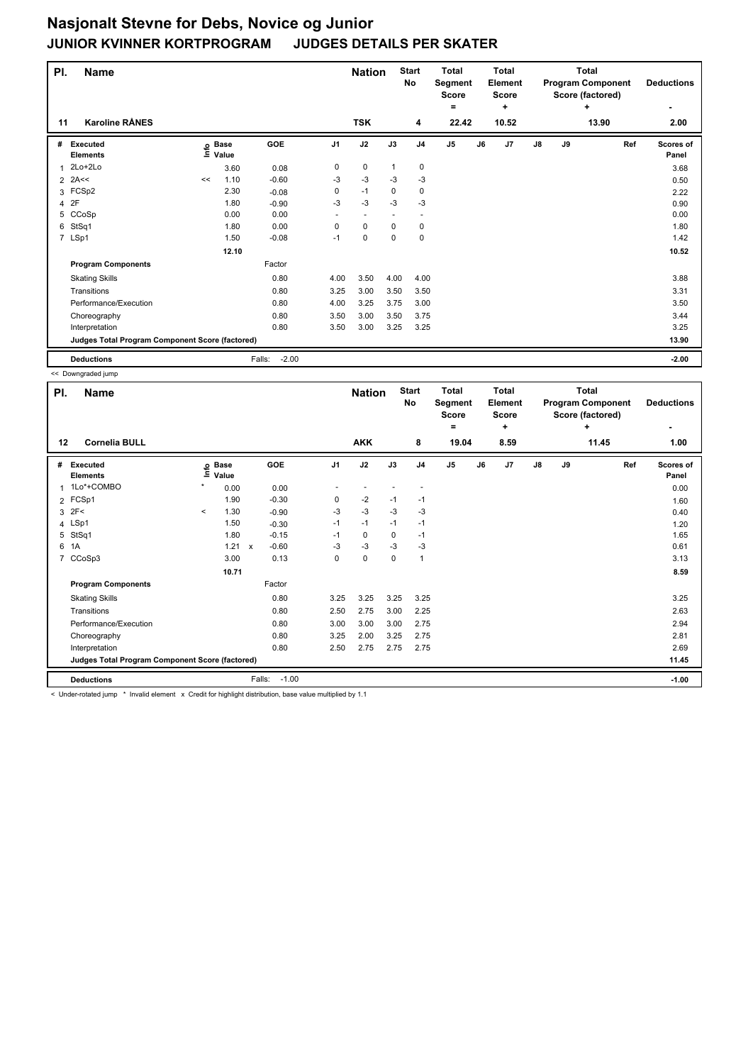# Nasjonalt Stevne for Debs, Novice og Junior

## JUNIOR KVINNER KORTPROGRAM JUDGES DETAILS PER SKATER

| Pl. | Name | Nation | Start No | Total Segment Score = | Total Element Score + | Total Program Component Score (factored) + | Deductions - |
|---|---|---|---|---|---|---|---|
| 11 | Karoline RÅNES | TSK | 4 | 22.42 | 10.52 | 13.90 | 2.00 |

| # | Executed Elements | Info | Base Value | | GOE | J1 | J2 | J3 | J4 | J5 | J6 | J7 | J8 | J9 | Ref | Scores of Panel |
|---|---|---|---|---|---|---|---|---|---|---|---|---|---|---|---|---|
| 1 | 2Lo+2Lo | | 3.60 | | 0.08 | 0 | 0 | 1 | 0 | | | | | | | 3.68 |
| 2 | 2A<< | << | 1.10 | | -0.60 | -3 | -3 | -3 | -3 | | | | | | | 0.50 |
| 3 | FCSp2 | | 2.30 | | -0.08 | 0 | -1 | 0 | 0 | | | | | | | 2.22 |
| 4 | 2F | | 1.80 | | -0.90 | -3 | -3 | -3 | -3 | | | | | | | 0.90 |
| 5 | CCoSp | | 0.00 | | 0.00 | - | - | - | - | | | | | | | 0.00 |
| 6 | StSq1 | | 1.80 | | 0.00 | 0 | 0 | 0 | 0 | | | | | | | 1.80 |
| 7 | LSp1 | | 1.50 | | -0.08 | -1 | 0 | 0 | 0 | | | | | | | 1.42 |
| | | | 12.10 | | | | | | | | | | | | | 10.52 |
| | **Program Components** | | | | Factor | | | | | | | | | | | |
| | Skating Skills | | | | 0.80 | 4.00 | 3.50 | 4.00 | 4.00 | | | | | | | 3.88 |
| | Transitions | | | | 0.80 | 3.25 | 3.00 | 3.50 | 3.50 | | | | | | | 3.31 |
| | Performance/Execution | | | | 0.80 | 4.00 | 3.25 | 3.75 | 3.00 | | | | | | | 3.50 |
| | Choreography | | | | 0.80 | 3.50 | 3.00 | 3.50 | 3.75 | | | | | | | 3.44 |
| | Interpretation | | | | 0.80 | 3.50 | 3.00 | 3.25 | 3.25 | | | | | | | 3.25 |
| | **Judges Total Program Component Score (factored)** | | | | | | | | | | | | | | | 13.90 |
| | **Deductions** | | | | Falls: -2.00 | | | | | | | | | | | -2.00 |

<< Downgraded jump

| Pl. | Name | Nation | Start No | Total Segment Score = | Total Element Score + | Total Program Component Score (factored) + | Deductions - |
|---|---|---|---|---|---|---|---|
| 12 | Cornelia BULL | AKK | 8 | 19.04 | 8.59 | 11.45 | 1.00 |

| # | Executed Elements | Info | Base Value | | GOE | J1 | J2 | J3 | J4 | J5 | J6 | J7 | J8 | J9 | Ref | Scores of Panel |
|---|---|---|---|---|---|---|---|---|---|---|---|---|---|---|---|---|
| 1 | 1Lo*+COMBO | * | 0.00 | | 0.00 | - | - | - | - | | | | | | | 0.00 |
| 2 | FCSp1 | | 1.90 | | -0.30 | 0 | -2 | -1 | -1 | | | | | | | 1.60 |
| 3 | 2F< | < | 1.30 | | -0.90 | -3 | -3 | -3 | -3 | | | | | | | 0.40 |
| 4 | LSp1 | | 1.50 | | -0.30 | -1 | -1 | -1 | -1 | | | | | | | 1.20 |
| 5 | StSq1 | | 1.80 | | -0.15 | -1 | 0 | 0 | -1 | | | | | | | 1.65 |
| 6 | 1A | | 1.21 | x | -0.60 | -3 | -3 | -3 | -3 | | | | | | | 0.61 |
| 7 | CCoSp3 | | 3.00 | | 0.13 | 0 | 0 | 0 | 1 | | | | | | | 3.13 |
| | | | 10.71 | | | | | | | | | | | | | 8.59 |
| | **Program Components** | | | | Factor | | | | | | | | | | | |
| | Skating Skills | | | | 0.80 | 3.25 | 3.25 | 3.25 | 3.25 | | | | | | | 3.25 |
| | Transitions | | | | 0.80 | 2.50 | 2.75 | 3.00 | 2.25 | | | | | | | 2.63 |
| | Performance/Execution | | | | 0.80 | 3.00 | 3.00 | 3.00 | 2.75 | | | | | | | 2.94 |
| | Choreography | | | | 0.80 | 3.25 | 2.00 | 3.25 | 2.75 | | | | | | | 2.81 |
| | Interpretation | | | | 0.80 | 2.50 | 2.75 | 2.75 | 2.75 | | | | | | | 2.69 |
| | **Judges Total Program Component Score (factored)** | | | | | | | | | | | | | | | 11.45 |
| | **Deductions** | | | | Falls: -1.00 | | | | | | | | | | | -1.00 |

< Under-rotated jump * Invalid element x Credit for highlight distribution, base value multiplied by 1.1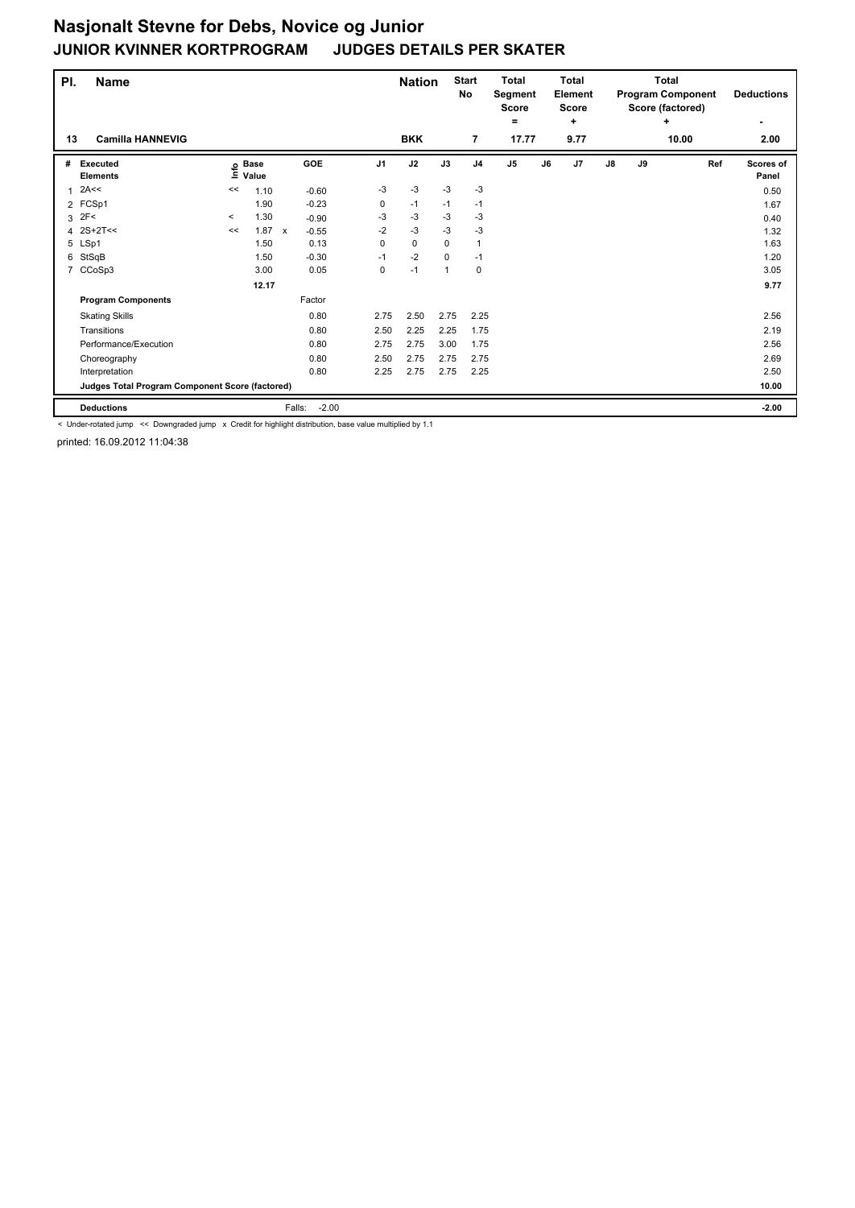# Nasjonalt Stevne for Debs, Novice og Junior

## JUNIOR KVINNER KORTPROGRAM JUDGES DETAILS PER SKATER

| Pl. | Name | Nation | Start No | Total Segment Score = | Total Element Score + | Total Program Component Score (factored) + | Deductions - |
|---|---|---|---|---|---|---|---|
| 13 | Camilla HANNEVIG | BKK | 7 | 17.77 | 9.77 | 10.00 | 2.00 |

| # | Executed Elements | Info | Base Value | | GOE | J1 | J2 | J3 | J4 | J5 | J6 | J7 | J8 | J9 | Ref | Scores of Panel |
|---|---|---|---|---|---|---|---|---|---|---|---|---|---|---|---|---|
| 1 | 2A<< | << | 1.10 | | -0.60 | -3 | -3 | -3 | -3 | | | | | | | 0.50 |
| 2 | FCSp1 | | 1.90 | | -0.23 | 0 | -1 | -1 | -1 | | | | | | | 1.67 |
| 3 | 2F< | < | 1.30 | | -0.90 | -3 | -3 | -3 | -3 | | | | | | | 0.40 |
| 4 | 2S+2T<< | << | 1.87 | x | -0.55 | -2 | -3 | -3 | -3 | | | | | | | 1.32 |
| 5 | LSp1 | | 1.50 | | 0.13 | 0 | 0 | 0 | 1 | | | | | | | 1.63 |
| 6 | StSqB | | 1.50 | | -0.30 | -1 | -2 | 0 | -1 | | | | | | | 1.20 |
| 7 | CCoSp3 | | 3.00 | | 0.05 | 0 | -1 | 1 | 0 | | | | | | | 3.05 |
| | | | 12.17 | | | | | | | | | | | | | 9.77 |
| | **Program Components** | | | | Factor | | | | | | | | | | | |
| | Skating Skills | | | | 0.80 | 2.75 | 2.50 | 2.75 | 2.25 | | | | | | | 2.56 |
| | Transitions | | | | 0.80 | 2.50 | 2.25 | 2.25 | 1.75 | | | | | | | 2.19 |
| | Performance/Execution | | | | 0.80 | 2.75 | 2.75 | 3.00 | 1.75 | | | | | | | 2.56 |
| | Choreography | | | | 0.80 | 2.50 | 2.75 | 2.75 | 2.75 | | | | | | | 2.69 |
| | Interpretation | | | | 0.80 | 2.25 | 2.75 | 2.75 | 2.25 | | | | | | | 2.50 |
| | **Judges Total Program Component Score (factored)** | | | | | | | | | | | | | | | 10.00 |
| | **Deductions** | | | | Falls: -2.00 | | | | | | | | | | | -2.00 |

< Under-rotated jump << Downgraded jump x Credit for highlight distribution, base value multiplied by 1.1

printed: 16.09.2012 11:04:38